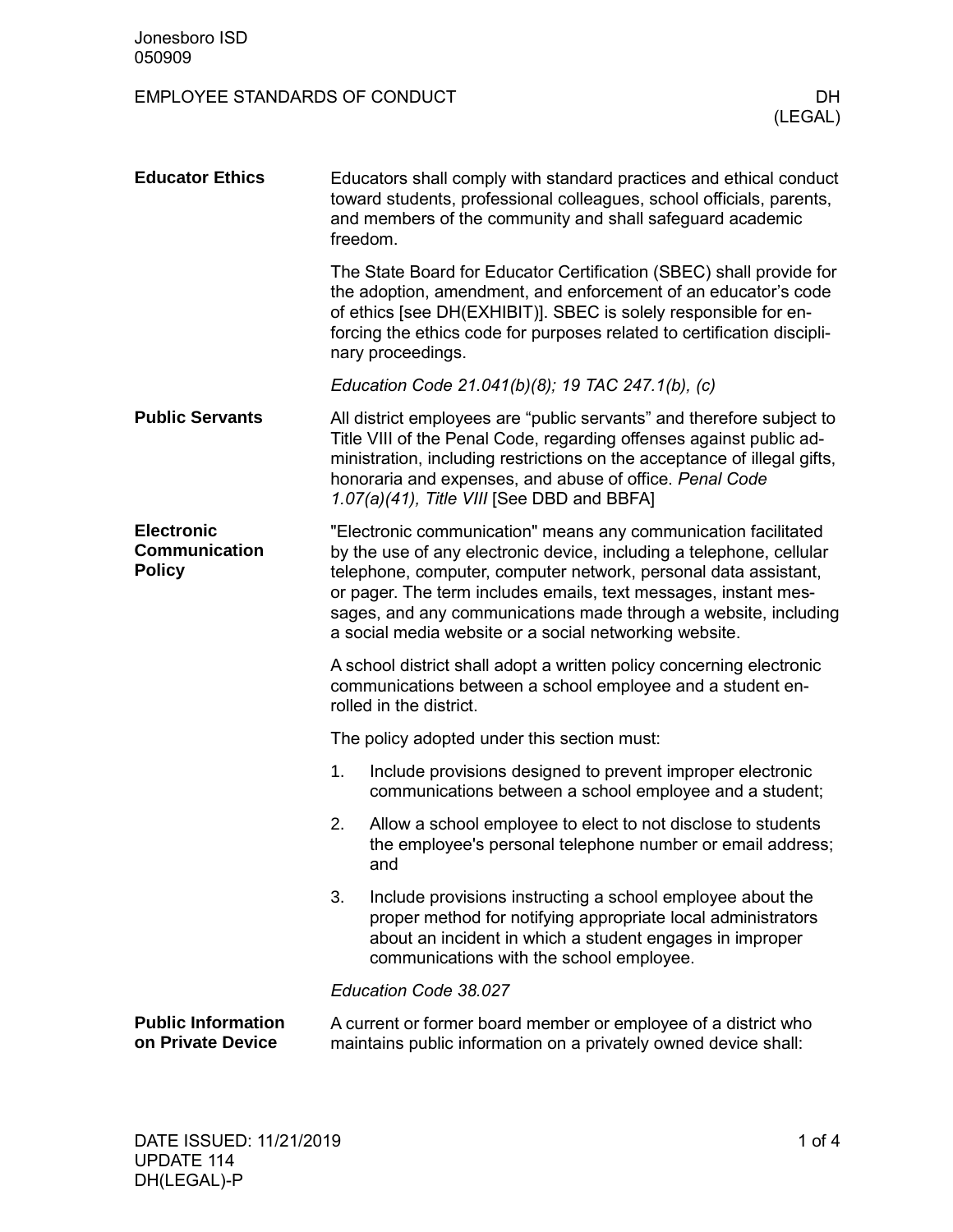# EMPLOYEE STANDARDS OF CONDUCT — DH (LEGAL)

## Educator Ethics

Educators shall comply with standard practices and ethical conduct toward students, professional colleagues, school officials, parents, and members of the community and shall safeguard academic freedom.

The State Board for Educator Certification (SBEC) shall provide for the adoption, amendment, and enforcement of an educator's code of ethics [see DH(EXHIBIT)]. SBEC is solely responsible for enforcing the ethics code for purposes related to certification disciplinary proceedings.

*Education Code 21.041(b)(8); 19 TAC 247.1(b), (c)*

## Public Servants

All district employees are "public servants" and therefore subject to Title VIII of the Penal Code, regarding offenses against public administration, including restrictions on the acceptance of illegal gifts, honoraria and expenses, and abuse of office. *Penal Code 1.07(a)(41), Title VIII* [See DBD and BBFA]

## Electronic Communication Policy

"Electronic communication" means any communication facilitated by the use of any electronic device, including a telephone, cellular telephone, computer, computer network, personal data assistant, or pager. The term includes emails, text messages, instant messages, and any communications made through a website, including a social media website or a social networking website.

A school district shall adopt a written policy concerning electronic communications between a school employee and a student enrolled in the district.

The policy adopted under this section must:

1. Include provisions designed to prevent improper electronic communications between a school employee and a student;
2. Allow a school employee to elect to not disclose to students the employee's personal telephone number or email address; and
3. Include provisions instructing a school employee about the proper method for notifying appropriate local administrators about an incident in which a student engages in improper communications with the school employee.

*Education Code 38.027*

## Public Information on Private Device

A current or former board member or employee of a district who maintains public information on a privately owned device shall: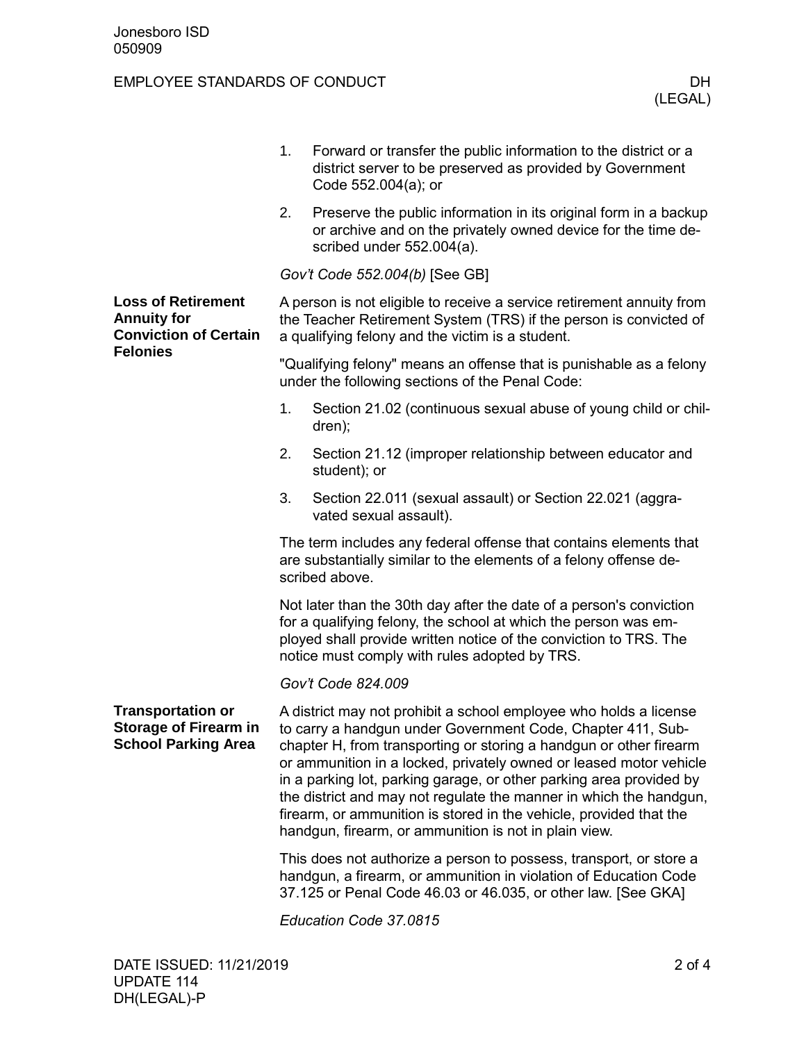1. Forward or transfer the public information to the district or a district server to be preserved as provided by Government Code 552.004(a); or
2. Preserve the public information in its original form in a backup or archive and on the privately owned device for the time described under 552.004(a).

*Gov't Code 552.004(b)* [See GB]

### Loss of Retirement Annuity for Conviction of Certain Felonies

A person is not eligible to receive a service retirement annuity from the Teacher Retirement System (TRS) if the person is convicted of a qualifying felony and the victim is a student.

"Qualifying felony" means an offense that is punishable as a felony under the following sections of the Penal Code:

1. Section 21.02 (continuous sexual abuse of young child or children);
2. Section 21.12 (improper relationship between educator and student); or
3. Section 22.011 (sexual assault) or Section 22.021 (aggravated sexual assault).

The term includes any federal offense that contains elements that are substantially similar to the elements of a felony offense described above.

Not later than the 30th day after the date of a person's conviction for a qualifying felony, the school at which the person was employed shall provide written notice of the conviction to TRS. The notice must comply with rules adopted by TRS.

*Gov't Code 824.009*

### Transportation or Storage of Firearm in School Parking Area

A district may not prohibit a school employee who holds a license to carry a handgun under Government Code, Chapter 411, Subchapter H, from transporting or storing a handgun or other firearm or ammunition in a locked, privately owned or leased motor vehicle in a parking lot, parking garage, or other parking area provided by the district and may not regulate the manner in which the handgun, firearm, or ammunition is stored in the vehicle, provided that the handgun, firearm, or ammunition is not in plain view.

This does not authorize a person to possess, transport, or store a handgun, a firearm, or ammunition in violation of Education Code 37.125 or Penal Code 46.03 or 46.035, or other law. [See GKA]

*Education Code 37.0815*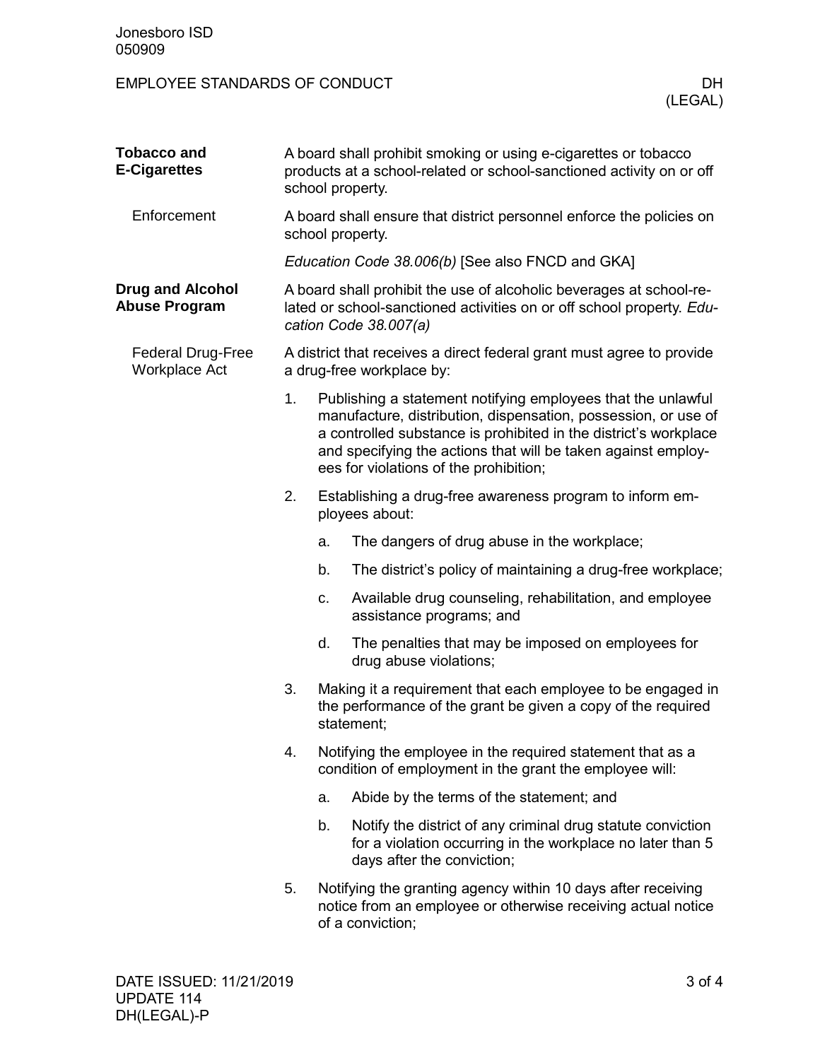## Tobacco and E-Cigarettes

A board shall prohibit smoking or using e-cigarettes or tobacco products at a school-related or school-sanctioned activity on or off school property.

### Enforcement

A board shall ensure that district personnel enforce the policies on school property.

*Education Code 38.006(b)* [See also FNCD and GKA]

## Drug and Alcohol Abuse Program

A board shall prohibit the use of alcoholic beverages at school-related or school-sanctioned activities on or off school property. *Education Code 38.007(a)*

### Federal Drug-Free Workplace Act

A district that receives a direct federal grant must agree to provide a drug-free workplace by:

1. Publishing a statement notifying employees that the unlawful manufacture, distribution, dispensation, possession, or use of a controlled substance is prohibited in the district's workplace and specifying the actions that will be taken against employees for violations of the prohibition;
2. Establishing a drug-free awareness program to inform employees about:
   a. The dangers of drug abuse in the workplace;
   b. The district's policy of maintaining a drug-free workplace;
   c. Available drug counseling, rehabilitation, and employee assistance programs; and
   d. The penalties that may be imposed on employees for drug abuse violations;
3. Making it a requirement that each employee to be engaged in the performance of the grant be given a copy of the required statement;
4. Notifying the employee in the required statement that as a condition of employment in the grant the employee will:
   a. Abide by the terms of the statement; and
   b. Notify the district of any criminal drug statute conviction for a violation occurring in the workplace no later than 5 days after the conviction;
5. Notifying the granting agency within 10 days after receiving notice from an employee or otherwise receiving actual notice of a conviction;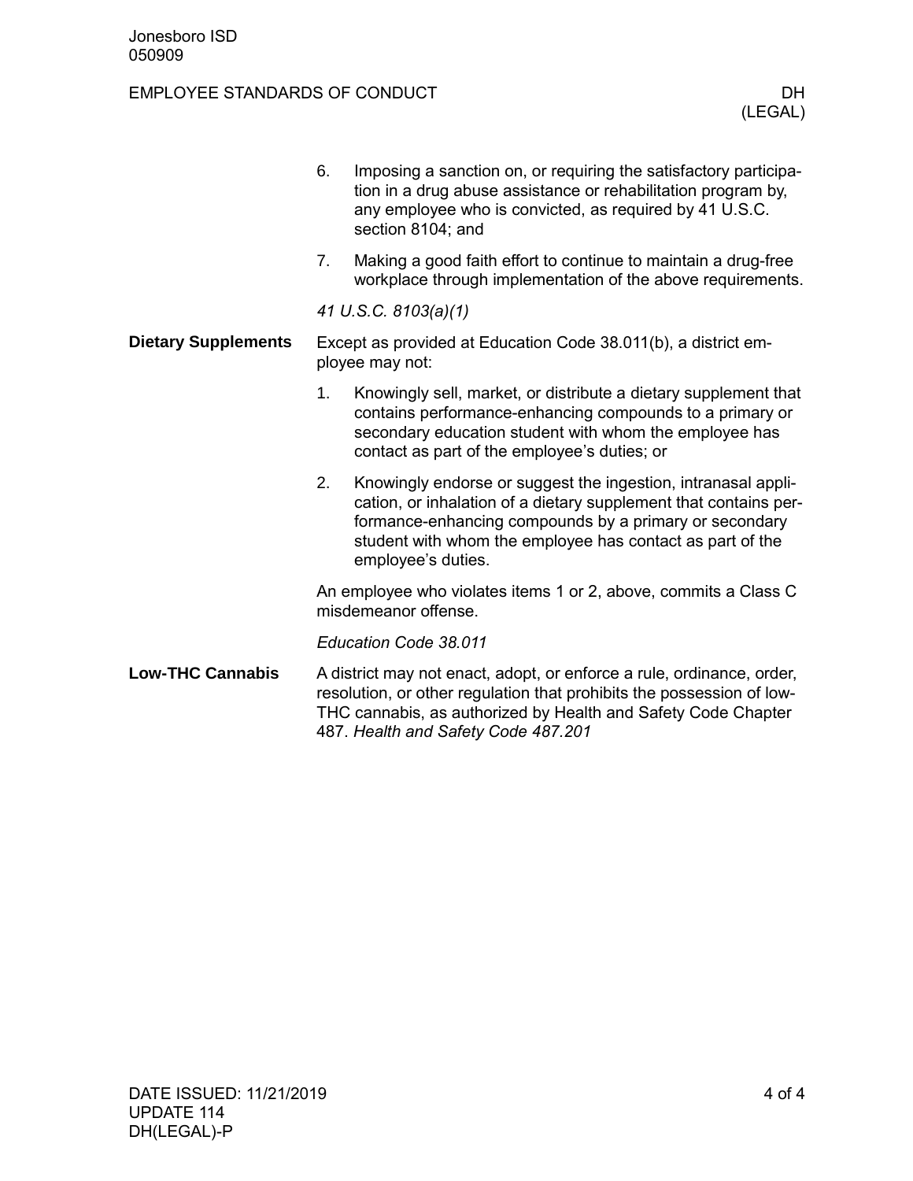6. Imposing a sanction on, or requiring the satisfactory participation in a drug abuse assistance or rehabilitation program by, any employee who is convicted, as required by 41 U.S.C. section 8104; and
7. Making a good faith effort to continue to maintain a drug-free workplace through implementation of the above requirements.

*41 U.S.C. 8103(a)(1)*

## Dietary Supplements

Except as provided at Education Code 38.011(b), a district employee may not:

1. Knowingly sell, market, or distribute a dietary supplement that contains performance-enhancing compounds to a primary or secondary education student with whom the employee has contact as part of the employee's duties; or
2. Knowingly endorse or suggest the ingestion, intranasal application, or inhalation of a dietary supplement that contains performance-enhancing compounds by a primary or secondary student with whom the employee has contact as part of the employee's duties.

An employee who violates items 1 or 2, above, commits a Class C misdemeanor offense.

*Education Code 38.011*

## Low-THC Cannabis

A district may not enact, adopt, or enforce a rule, ordinance, order, resolution, or other regulation that prohibits the possession of low-THC cannabis, as authorized by Health and Safety Code Chapter 487. *Health and Safety Code 487.201*